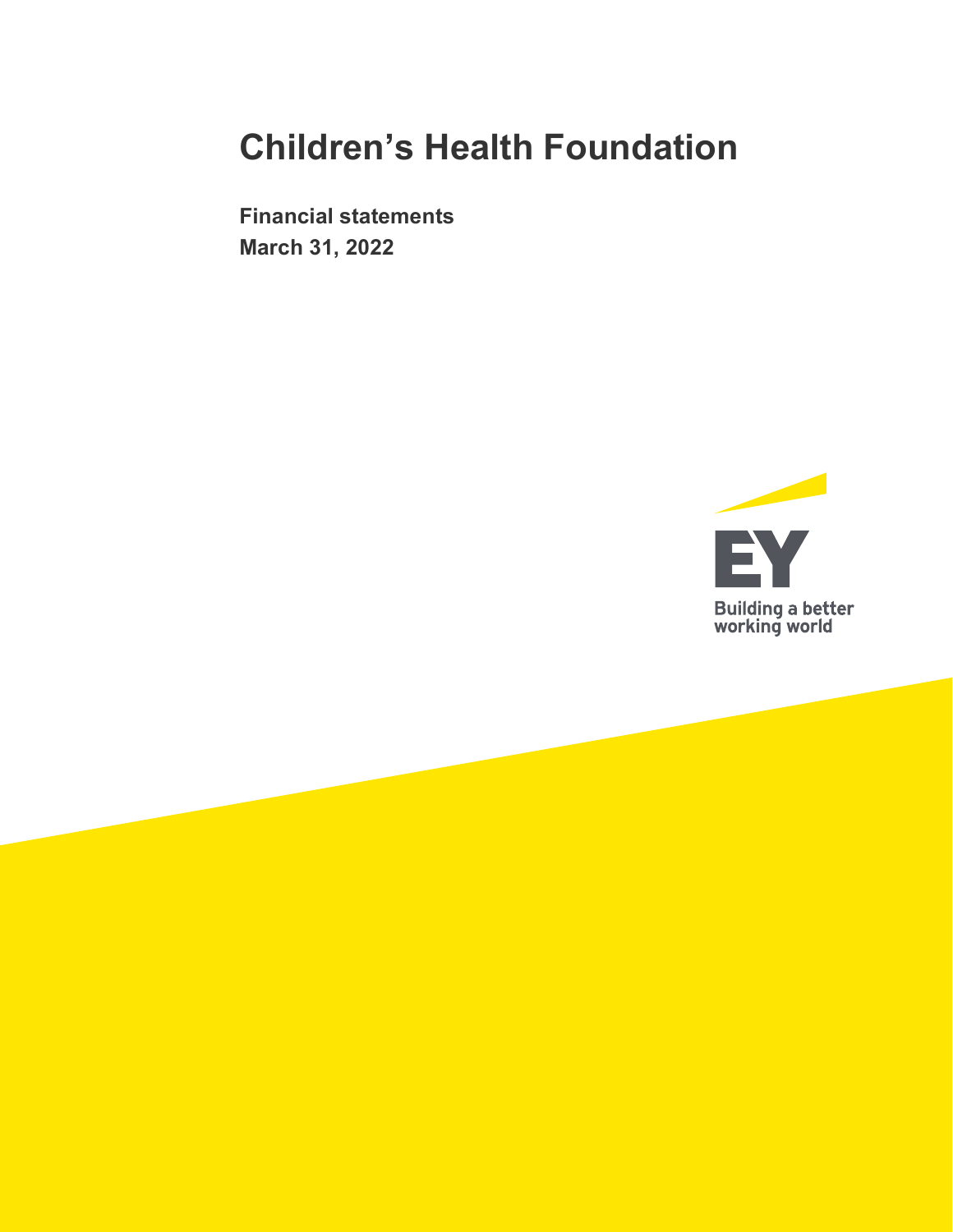# Children's Health Foundation

**Financial statements**
**March 31, 2022**

Building a better
working world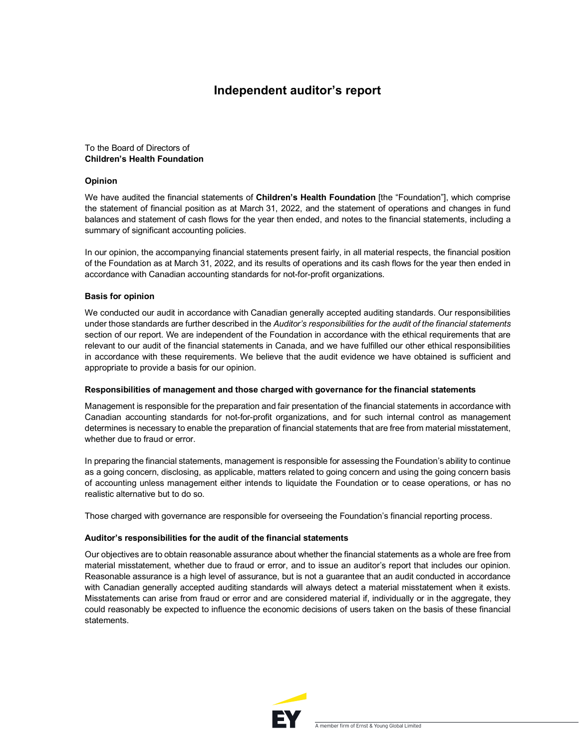# Independent auditor's report

To the Board of Directors of
**Children's Health Foundation**

### Opinion

We have audited the financial statements of **Children's Health Foundation** [the "Foundation"], which comprise the statement of financial position as at March 31, 2022, and the statement of operations and changes in fund balances and statement of cash flows for the year then ended, and notes to the financial statements, including a summary of significant accounting policies.

In our opinion, the accompanying financial statements present fairly, in all material respects, the financial position of the Foundation as at March 31, 2022, and its results of operations and its cash flows for the year then ended in accordance with Canadian accounting standards for not-for-profit organizations.

### Basis for opinion

We conducted our audit in accordance with Canadian generally accepted auditing standards. Our responsibilities under those standards are further described in the *Auditor's responsibilities for the audit of the financial statements* section of our report. We are independent of the Foundation in accordance with the ethical requirements that are relevant to our audit of the financial statements in Canada, and we have fulfilled our other ethical responsibilities in accordance with these requirements. We believe that the audit evidence we have obtained is sufficient and appropriate to provide a basis for our opinion.

### Responsibilities of management and those charged with governance for the financial statements

Management is responsible for the preparation and fair presentation of the financial statements in accordance with Canadian accounting standards for not-for-profit organizations, and for such internal control as management determines is necessary to enable the preparation of financial statements that are free from material misstatement, whether due to fraud or error.

In preparing the financial statements, management is responsible for assessing the Foundation's ability to continue as a going concern, disclosing, as applicable, matters related to going concern and using the going concern basis of accounting unless management either intends to liquidate the Foundation or to cease operations, or has no realistic alternative but to do so.

Those charged with governance are responsible for overseeing the Foundation's financial reporting process.

### Auditor's responsibilities for the audit of the financial statements

Our objectives are to obtain reasonable assurance about whether the financial statements as a whole are free from material misstatement, whether due to fraud or error, and to issue an auditor's report that includes our opinion. Reasonable assurance is a high level of assurance, but is not a guarantee that an audit conducted in accordance with Canadian generally accepted auditing standards will always detect a material misstatement when it exists. Misstatements can arise from fraud or error and are considered material if, individually or in the aggregate, they could reasonably be expected to influence the economic decisions of users taken on the basis of these financial statements.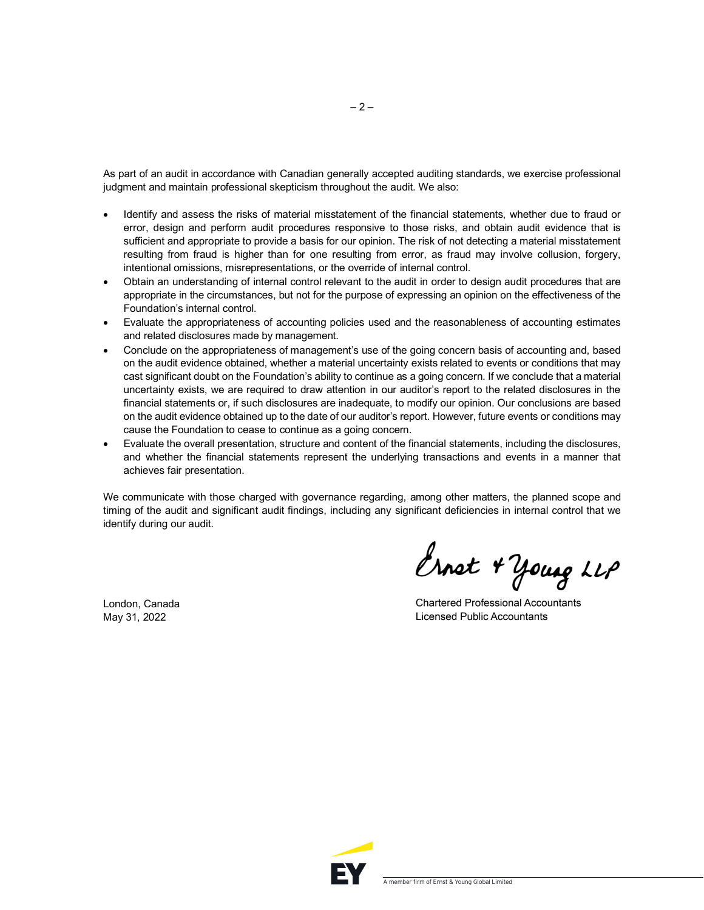As part of an audit in accordance with Canadian generally accepted auditing standards, we exercise professional judgment and maintain professional skepticism throughout the audit. We also:

- Identify and assess the risks of material misstatement of the financial statements, whether due to fraud or error, design and perform audit procedures responsive to those risks, and obtain audit evidence that is sufficient and appropriate to provide a basis for our opinion. The risk of not detecting a material misstatement resulting from fraud is higher than for one resulting from error, as fraud may involve collusion, forgery, intentional omissions, misrepresentations, or the override of internal control.
- Obtain an understanding of internal control relevant to the audit in order to design audit procedures that are appropriate in the circumstances, but not for the purpose of expressing an opinion on the effectiveness of the Foundation's internal control.
- Evaluate the appropriateness of accounting policies used and the reasonableness of accounting estimates and related disclosures made by management.
- Conclude on the appropriateness of management's use of the going concern basis of accounting and, based on the audit evidence obtained, whether a material uncertainty exists related to events or conditions that may cast significant doubt on the Foundation's ability to continue as a going concern. If we conclude that a material uncertainty exists, we are required to draw attention in our auditor's report to the related disclosures in the financial statements or, if such disclosures are inadequate, to modify our opinion. Our conclusions are based on the audit evidence obtained up to the date of our auditor's report. However, future events or conditions may cause the Foundation to cease to continue as a going concern.
- Evaluate the overall presentation, structure and content of the financial statements, including the disclosures, and whether the financial statements represent the underlying transactions and events in a manner that achieves fair presentation.

We communicate with those charged with governance regarding, among other matters, the planned scope and timing of the audit and significant audit findings, including any significant deficiencies in internal control that we identify during our audit.

Ernst & Young LLP

Chartered Professional Accountants
Licensed Public Accountants

London, Canada
May 31, 2022

A member firm of Ernst & Young Global Limited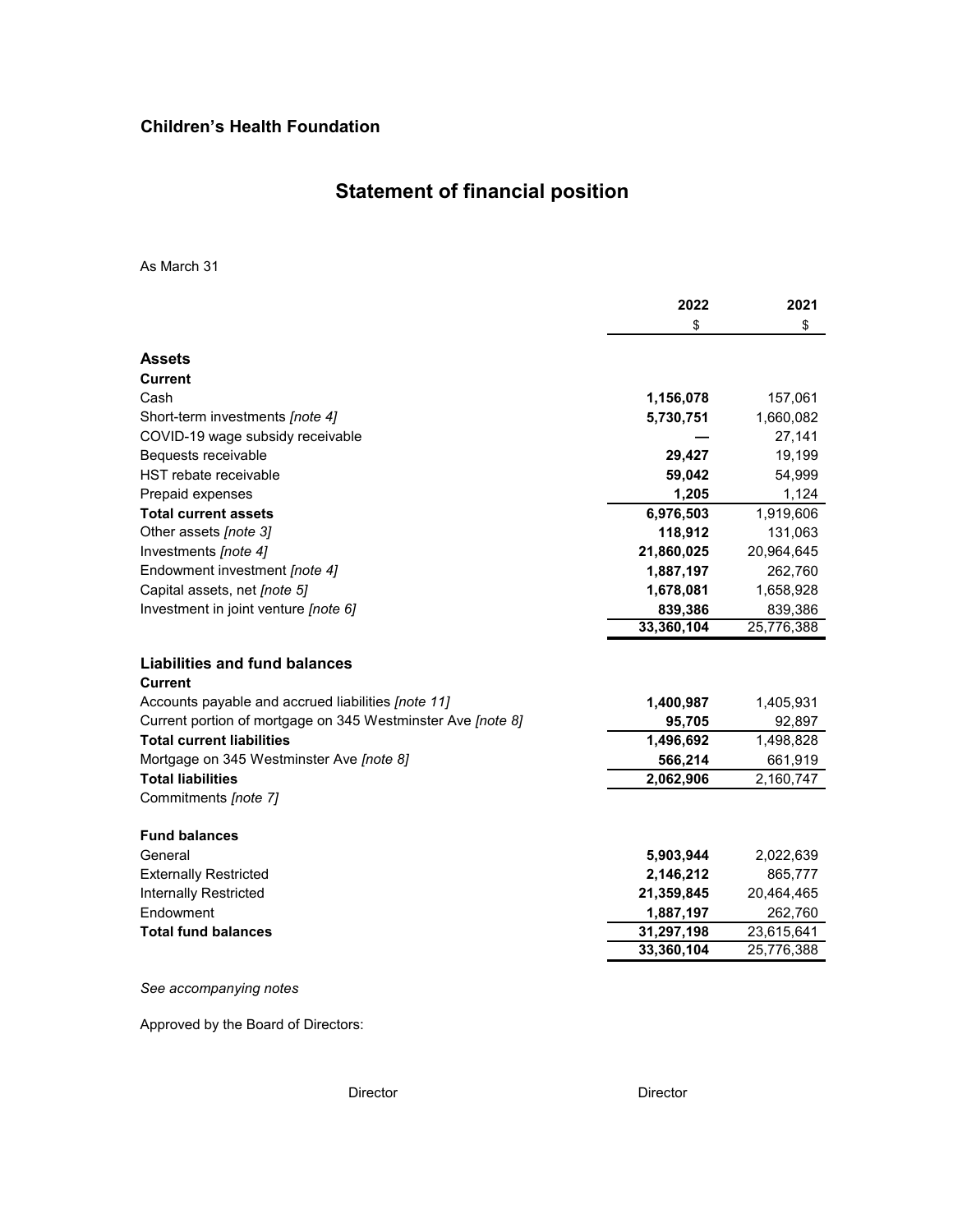## Children's Health Foundation

# Statement of financial position

As March 31

| | 2022 | 2021 |
|---|---|---|
| | $ | $ |
| **Assets** | | |
| **Current** | | |
| Cash | **1,156,078** | 157,061 |
| Short-term investments *[note 4]* | **5,730,751** | 1,660,082 |
| COVID-19 wage subsidy receivable | **—** | 27,141 |
| Bequests receivable | **29,427** | 19,199 |
| HST rebate receivable | **59,042** | 54,999 |
| Prepaid expenses | **1,205** | 1,124 |
| **Total current assets** | **6,976,503** | 1,919,606 |
| Other assets *[note 3]* | **118,912** | 131,063 |
| Investments *[note 4]* | **21,860,025** | 20,964,645 |
| Endowment investment *[note 4]* | **1,887,197** | 262,760 |
| Capital assets, net *[note 5]* | **1,678,081** | 1,658,928 |
| Investment in joint venture *[note 6]* | **839,386** | 839,386 |
| | **33,360,104** | 25,776,388 |
| **Liabilities and fund balances** | | |
| **Current** | | |
| Accounts payable and accrued liabilities *[note 11]* | **1,400,987** | 1,405,931 |
| Current portion of mortgage on 345 Westminster Ave *[note 8]* | **95,705** | 92,897 |
| **Total current liabilities** | **1,496,692** | 1,498,828 |
| Mortgage on 345 Westminster Ave *[note 8]* | **566,214** | 661,919 |
| **Total liabilities** | **2,062,906** | 2,160,747 |
| Commitments *[note 7]* | | |
| **Fund balances** | | |
| General | **5,903,944** | 2,022,639 |
| Externally Restricted | **2,146,212** | 865,777 |
| Internally Restricted | **21,359,845** | 20,464,465 |
| Endowment | **1,887,197** | 262,760 |
| **Total fund balances** | **31,297,198** | 23,615,641 |
| | **33,360,104** | 25,776,388 |

*See accompanying notes*

Approved by the Board of Directors:

Director Director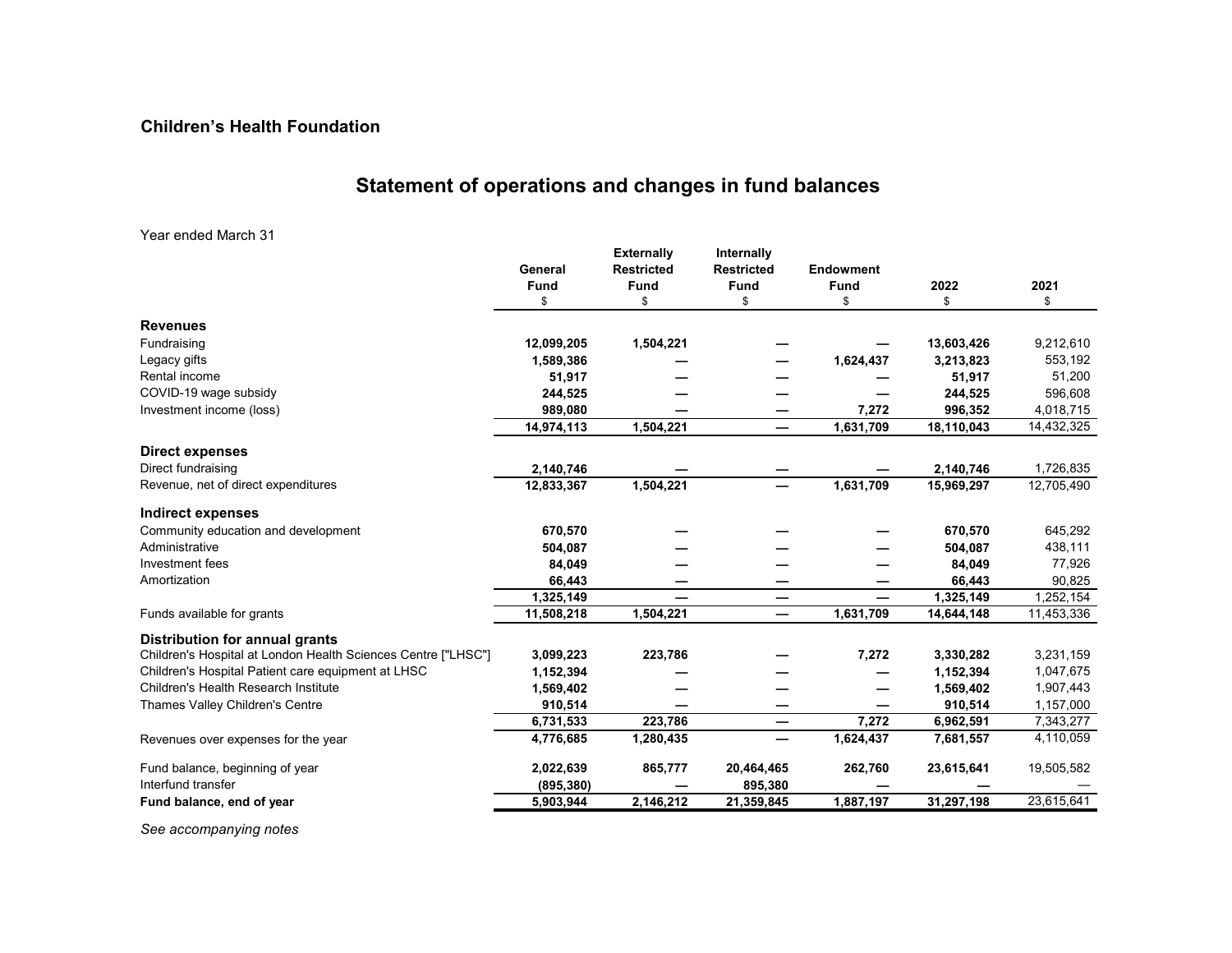**Children's Health Foundation**

# Statement of operations and changes in fund balances

Year ended March 31

| | General Fund | Externally Restricted Fund | Internally Restricted Fund | Endowment Fund | 2022 | 2021 |
|---|---|---|---|---|---|---|
| | $ | $ | $ | $ | $ | $ |
| **Revenues** | | | | | | |
| Fundraising | **12,099,205** | **1,504,221** | **—** | **—** | **13,603,426** | 9,212,610 |
| Legacy gifts | **1,589,386** | **—** | **—** | **1,624,437** | **3,213,823** | 553,192 |
| Rental income | **51,917** | **—** | **—** | **—** | **51,917** | 51,200 |
| COVID-19 wage subsidy | **244,525** | **—** | **—** | **—** | **244,525** | 596,608 |
| Investment income (loss) | **989,080** | **—** | **—** | **7,272** | **996,352** | 4,018,715 |
| | **14,974,113** | **1,504,221** | **—** | **1,631,709** | **18,110,043** | 14,432,325 |
| **Direct expenses** | | | | | | |
| Direct fundraising | **2,140,746** | **—** | **—** | **—** | **2,140,746** | 1,726,835 |
| Revenue, net of direct expenditures | **12,833,367** | **1,504,221** | **—** | **1,631,709** | **15,969,297** | 12,705,490 |
| **Indirect expenses** | | | | | | |
| Community education and development | **670,570** | **—** | **—** | **—** | **670,570** | 645,292 |
| Administrative | **504,087** | **—** | **—** | **—** | **504,087** | 438,111 |
| Investment fees | **84,049** | **—** | **—** | **—** | **84,049** | 77,926 |
| Amortization | **66,443** | **—** | **—** | **—** | **66,443** | 90,825 |
| | **1,325,149** | **—** | **—** | **—** | **1,325,149** | 1,252,154 |
| Funds available for grants | **11,508,218** | **1,504,221** | **—** | **1,631,709** | **14,644,148** | 11,453,336 |
| **Distribution for annual grants** | | | | | | |
| Children's Hospital at London Health Sciences Centre ["LHSC"] | **3,099,223** | **223,786** | **—** | **7,272** | **3,330,282** | 3,231,159 |
| Children's Hospital Patient care equipment at LHSC | **1,152,394** | **—** | **—** | **—** | **1,152,394** | 1,047,675 |
| Children's Health Research Institute | **1,569,402** | **—** | **—** | **—** | **1,569,402** | 1,907,443 |
| Thames Valley Children's Centre | **910,514** | **—** | **—** | **—** | **910,514** | 1,157,000 |
| | **6,731,533** | **223,786** | **—** | **7,272** | **6,962,591** | 7,343,277 |
| Revenues over expenses for the year | **4,776,685** | **1,280,435** | **—** | **1,624,437** | **7,681,557** | 4,110,059 |
| Fund balance, beginning of year | **2,022,639** | **865,777** | **20,464,465** | **262,760** | **23,615,641** | 19,505,582 |
| Interfund transfer | **(895,380)** | **—** | **895,380** | **—** | **—** | — |
| **Fund balance, end of year** | **5,903,944** | **2,146,212** | **21,359,845** | **1,887,197** | **31,297,198** | 23,615,641 |

*See accompanying notes*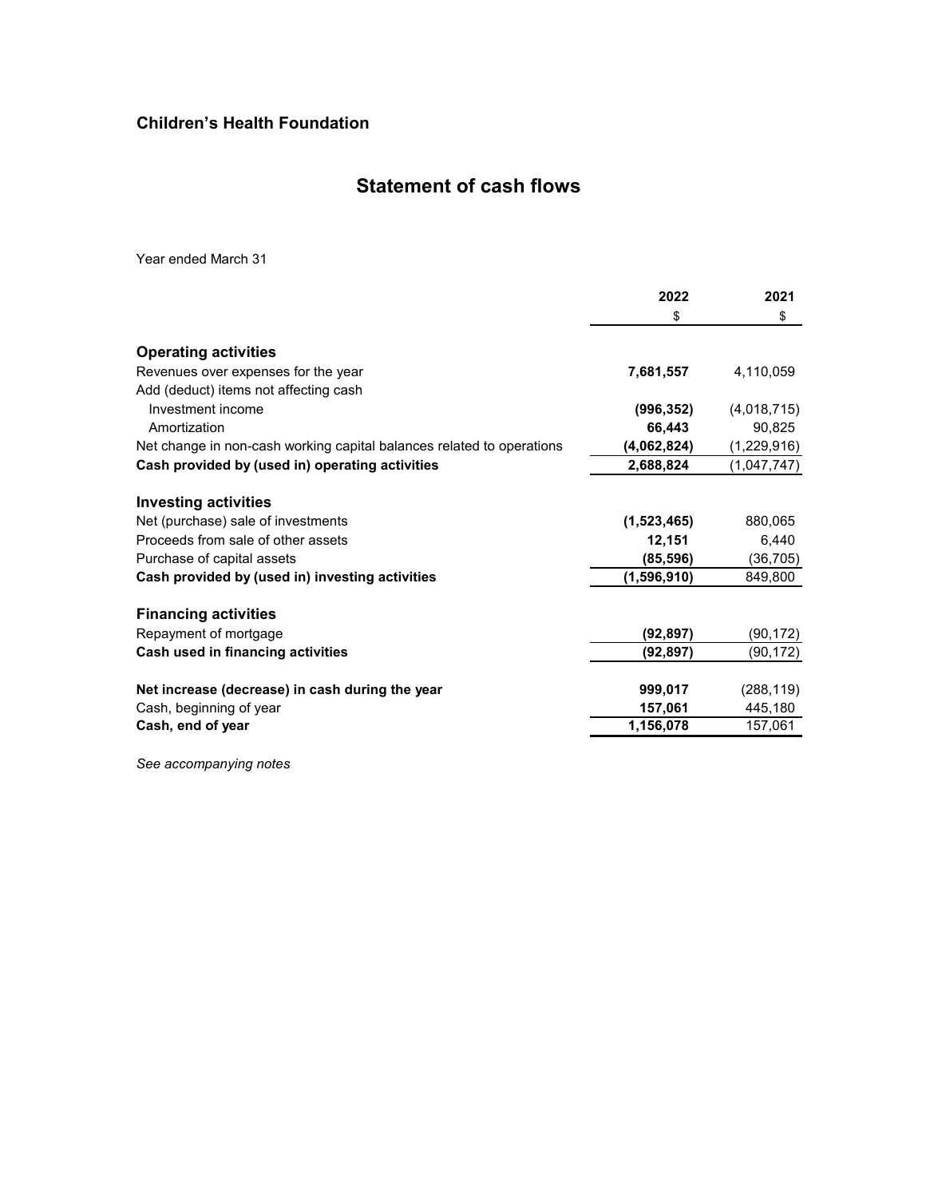**Children's Health Foundation**

# Statement of cash flows

Year ended March 31

| | 2022 | 2021 |
|---|---|---|
| | $ | $ |
| **Operating activities** | | |
| Revenues over expenses for the year | **7,681,557** | 4,110,059 |
| Add (deduct) items not affecting cash | | |
| Investment income | **(996,352)** | (4,018,715) |
| Amortization | **66,443** | 90,825 |
| Net change in non-cash working capital balances related to operations | **(4,062,824)** | (1,229,916) |
| **Cash provided by (used in) operating activities** | **2,688,824** | (1,047,747) |
| **Investing activities** | | |
| Net (purchase) sale of investments | **(1,523,465)** | 880,065 |
| Proceeds from sale of other assets | **12,151** | 6,440 |
| Purchase of capital assets | **(85,596)** | (36,705) |
| **Cash provided by (used in) investing activities** | **(1,596,910)** | 849,800 |
| **Financing activities** | | |
| Repayment of mortgage | **(92,897)** | (90,172) |
| **Cash used in financing activities** | **(92,897)** | (90,172) |
| **Net increase (decrease) in cash during the year** | **999,017** | (288,119) |
| Cash, beginning of year | **157,061** | 445,180 |
| **Cash, end of year** | **1,156,078** | 157,061 |

*See accompanying notes*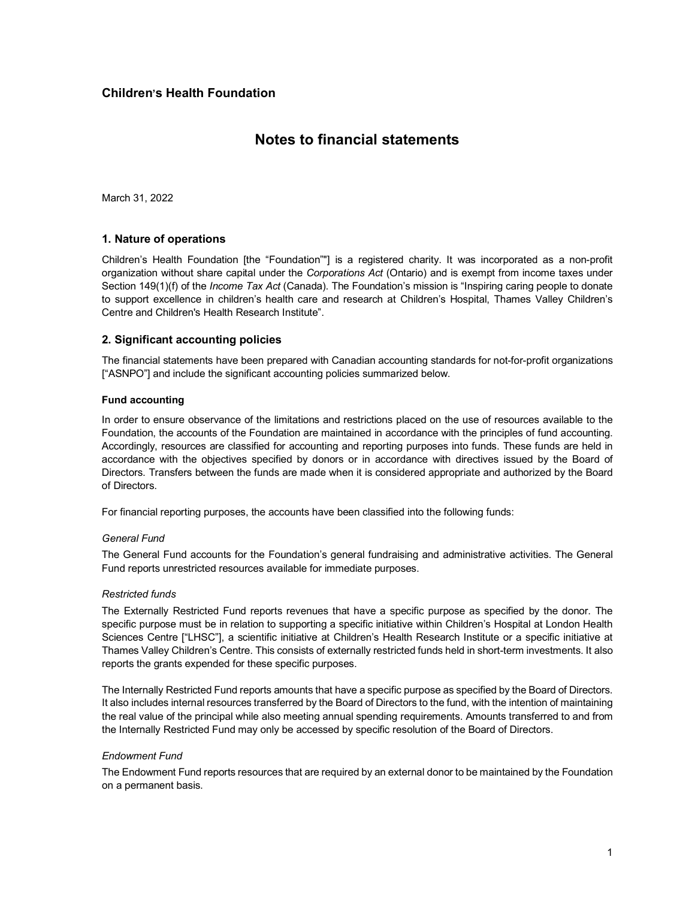## Children's Health Foundation

# Notes to financial statements

March 31, 2022

### 1. Nature of operations

Children's Health Foundation [the "Foundation""] is a registered charity. It was incorporated as a non-profit organization without share capital under the *Corporations Act* (Ontario) and is exempt from income taxes under Section 149(1)(f) of the *Income Tax Act* (Canada). The Foundation's mission is "Inspiring caring people to donate to support excellence in children's health care and research at Children's Hospital, Thames Valley Children's Centre and Children's Health Research Institute".

### 2. Significant accounting policies

The financial statements have been prepared with Canadian accounting standards for not-for-profit organizations ["ASNPO"] and include the significant accounting policies summarized below.

**Fund accounting**

In order to ensure observance of the limitations and restrictions placed on the use of resources available to the Foundation, the accounts of the Foundation are maintained in accordance with the principles of fund accounting. Accordingly, resources are classified for accounting and reporting purposes into funds. These funds are held in accordance with the objectives specified by donors or in accordance with directives issued by the Board of Directors. Transfers between the funds are made when it is considered appropriate and authorized by the Board of Directors.

For financial reporting purposes, the accounts have been classified into the following funds:

*General Fund*

The General Fund accounts for the Foundation's general fundraising and administrative activities. The General Fund reports unrestricted resources available for immediate purposes.

*Restricted funds*

The Externally Restricted Fund reports revenues that have a specific purpose as specified by the donor. The specific purpose must be in relation to supporting a specific initiative within Children's Hospital at London Health Sciences Centre ["LHSC"], a scientific initiative at Children's Health Research Institute or a specific initiative at Thames Valley Children's Centre. This consists of externally restricted funds held in short-term investments. It also reports the grants expended for these specific purposes.

The Internally Restricted Fund reports amounts that have a specific purpose as specified by the Board of Directors. It also includes internal resources transferred by the Board of Directors to the fund, with the intention of maintaining the real value of the principal while also meeting annual spending requirements. Amounts transferred to and from the Internally Restricted Fund may only be accessed by specific resolution of the Board of Directors.

*Endowment Fund*

The Endowment Fund reports resources that are required by an external donor to be maintained by the Foundation on a permanent basis.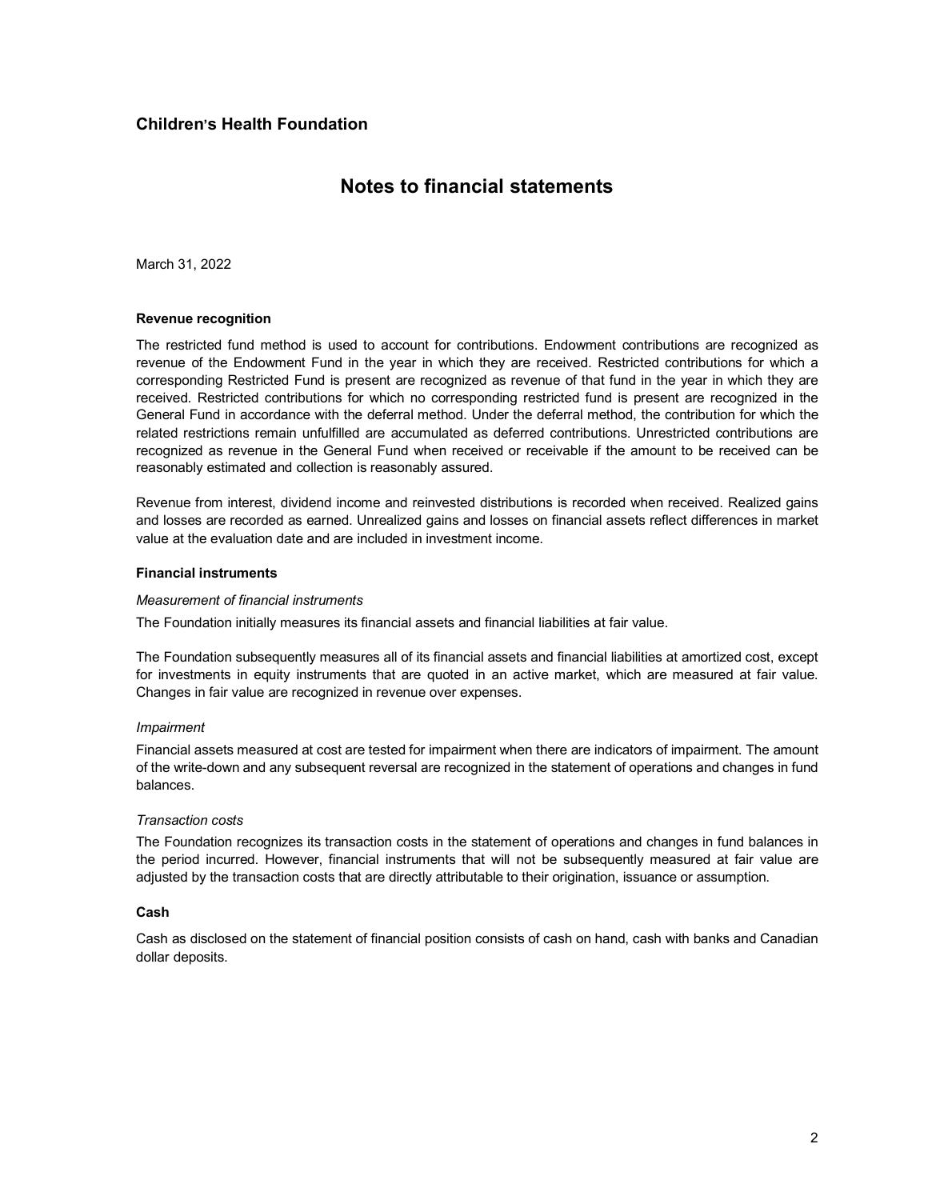## Children's Health Foundation

# Notes to financial statements

March 31, 2022

### Revenue recognition

The restricted fund method is used to account for contributions. Endowment contributions are recognized as revenue of the Endowment Fund in the year in which they are received. Restricted contributions for which a corresponding Restricted Fund is present are recognized as revenue of that fund in the year in which they are received. Restricted contributions for which no corresponding restricted fund is present are recognized in the General Fund in accordance with the deferral method. Under the deferral method, the contribution for which the related restrictions remain unfulfilled are accumulated as deferred contributions. Unrestricted contributions are recognized as revenue in the General Fund when received or receivable if the amount to be received can be reasonably estimated and collection is reasonably assured.

Revenue from interest, dividend income and reinvested distributions is recorded when received. Realized gains and losses are recorded as earned. Unrealized gains and losses on financial assets reflect differences in market value at the evaluation date and are included in investment income.

### Financial instruments

*Measurement of financial instruments*

The Foundation initially measures its financial assets and financial liabilities at fair value.

The Foundation subsequently measures all of its financial assets and financial liabilities at amortized cost, except for investments in equity instruments that are quoted in an active market, which are measured at fair value. Changes in fair value are recognized in revenue over expenses.

*Impairment*

Financial assets measured at cost are tested for impairment when there are indicators of impairment. The amount of the write-down and any subsequent reversal are recognized in the statement of operations and changes in fund balances.

*Transaction costs*

The Foundation recognizes its transaction costs in the statement of operations and changes in fund balances in the period incurred. However, financial instruments that will not be subsequently measured at fair value are adjusted by the transaction costs that are directly attributable to their origination, issuance or assumption.

### Cash

Cash as disclosed on the statement of financial position consists of cash on hand, cash with banks and Canadian dollar deposits.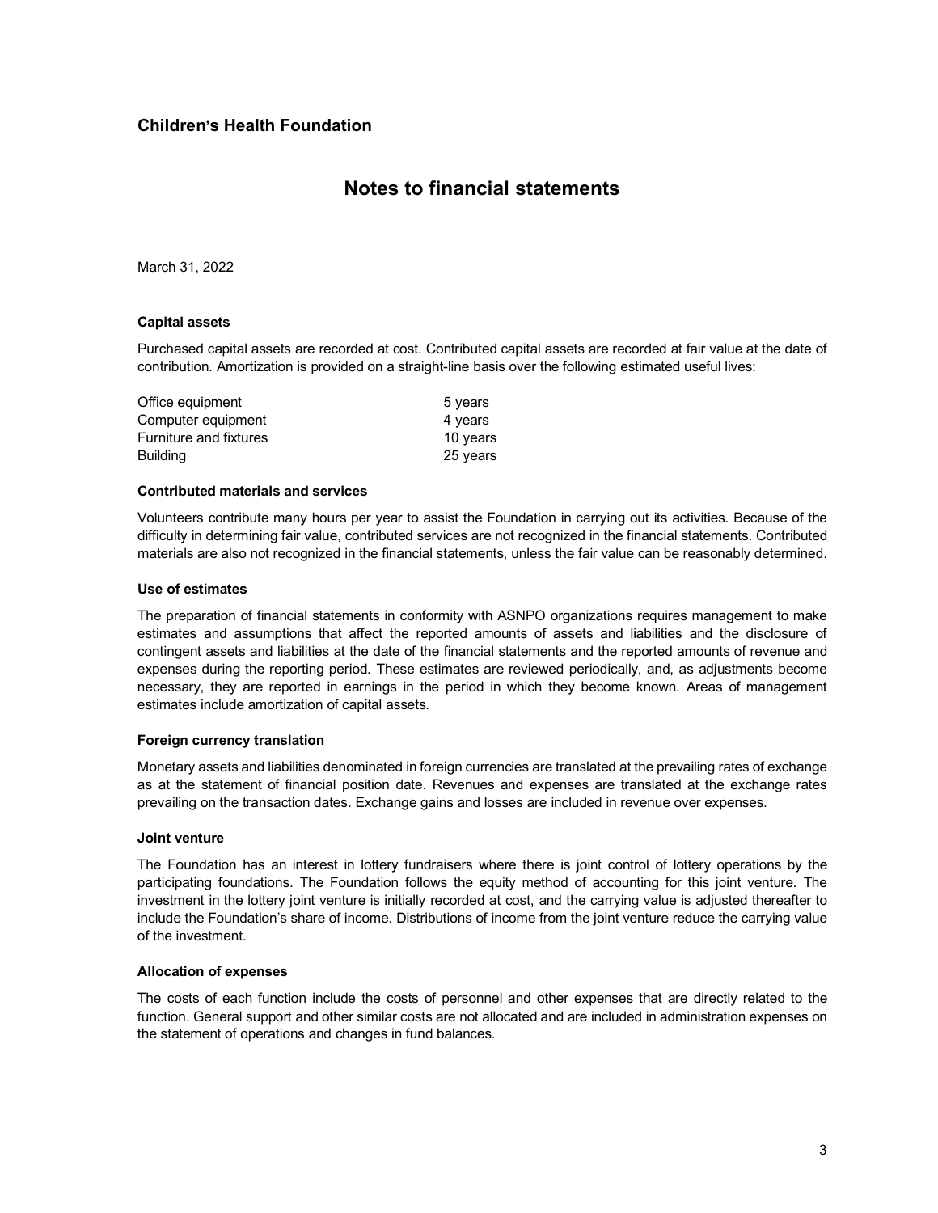# Children's Health Foundation

## Notes to financial statements

March 31, 2022

### Capital assets

Purchased capital assets are recorded at cost. Contributed capital assets are recorded at fair value at the date of contribution. Amortization is provided on a straight-line basis over the following estimated useful lives:

| | |
|---|---|
| Office equipment | 5 years |
| Computer equipment | 4 years |
| Furniture and fixtures | 10 years |
| Building | 25 years |

### Contributed materials and services

Volunteers contribute many hours per year to assist the Foundation in carrying out its activities. Because of the difficulty in determining fair value, contributed services are not recognized in the financial statements. Contributed materials are also not recognized in the financial statements, unless the fair value can be reasonably determined.

### Use of estimates

The preparation of financial statements in conformity with ASNPO organizations requires management to make estimates and assumptions that affect the reported amounts of assets and liabilities and the disclosure of contingent assets and liabilities at the date of the financial statements and the reported amounts of revenue and expenses during the reporting period. These estimates are reviewed periodically, and, as adjustments become necessary, they are reported in earnings in the period in which they become known. Areas of management estimates include amortization of capital assets.

### Foreign currency translation

Monetary assets and liabilities denominated in foreign currencies are translated at the prevailing rates of exchange as at the statement of financial position date. Revenues and expenses are translated at the exchange rates prevailing on the transaction dates. Exchange gains and losses are included in revenue over expenses.

### Joint venture

The Foundation has an interest in lottery fundraisers where there is joint control of lottery operations by the participating foundations. The Foundation follows the equity method of accounting for this joint venture. The investment in the lottery joint venture is initially recorded at cost, and the carrying value is adjusted thereafter to include the Foundation's share of income. Distributions of income from the joint venture reduce the carrying value of the investment.

### Allocation of expenses

The costs of each function include the costs of personnel and other expenses that are directly related to the function. General support and other similar costs are not allocated and are included in administration expenses on the statement of operations and changes in fund balances.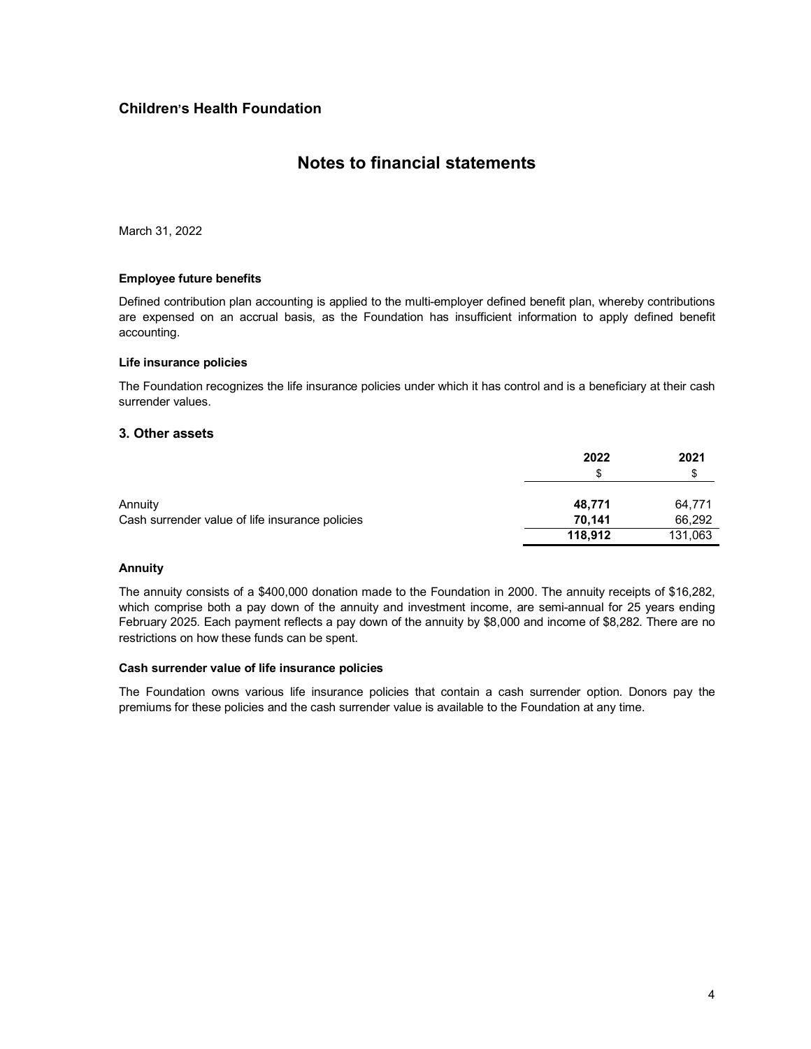## Children's Health Foundation

# Notes to financial statements

March 31, 2022

**Employee future benefits**

Defined contribution plan accounting is applied to the multi-employer defined benefit plan, whereby contributions are expensed on an accrual basis, as the Foundation has insufficient information to apply defined benefit accounting.

**Life insurance policies**

The Foundation recognizes the life insurance policies under which it has control and is a beneficiary at their cash surrender values.

### 3. Other assets

| | 2022 | 2021 |
|---|---|---|
| | $ | $ |
| Annuity | **48,771** | 64,771 |
| Cash surrender value of life insurance policies | **70,141** | 66,292 |
| | **118,912** | 131,063 |

**Annuity**

The annuity consists of a $400,000 donation made to the Foundation in 2000. The annuity receipts of $16,282, which comprise both a pay down of the annuity and investment income, are semi-annual for 25 years ending February 2025. Each payment reflects a pay down of the annuity by $8,000 and income of $8,282. There are no restrictions on how these funds can be spent.

**Cash surrender value of life insurance policies**

The Foundation owns various life insurance policies that contain a cash surrender option. Donors pay the premiums for these policies and the cash surrender value is available to the Foundation at any time.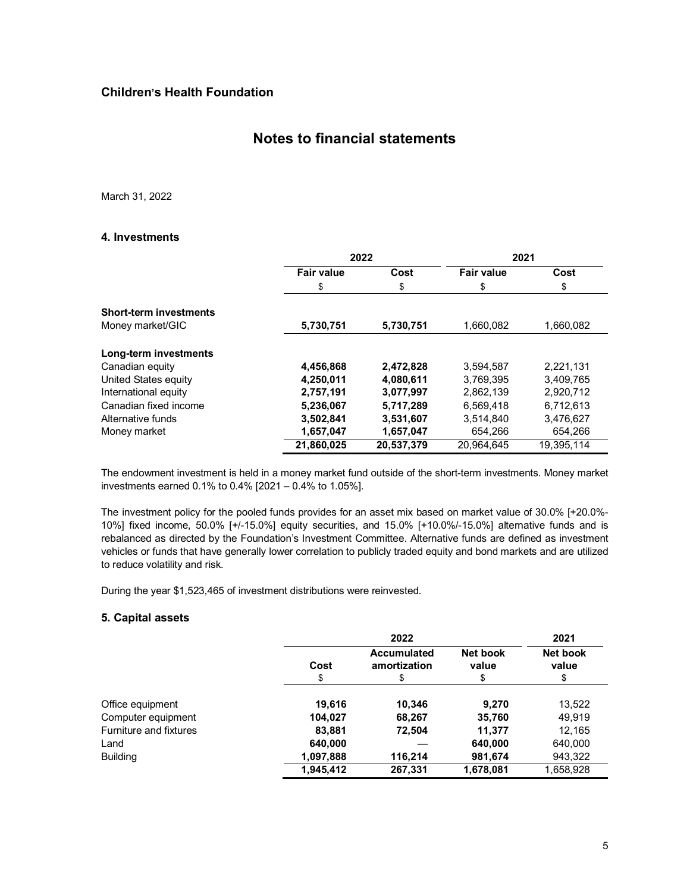## Children's Health Foundation

# Notes to financial statements

March 31, 2022

### 4. Investments

| | 2022 | | 2021 | |
|---|---|---|---|---|
| | Fair value | Cost | Fair value | Cost |
| | $ | $ | $ | $ |
| **Short-term investments** | | | | |
| Money market/GIC | **5,730,751** | **5,730,751** | 1,660,082 | 1,660,082 |
| **Long-term investments** | | | | |
| Canadian equity | **4,456,868** | **2,472,828** | 3,594,587 | 2,221,131 |
| United States equity | **4,250,011** | **4,080,611** | 3,769,395 | 3,409,765 |
| International equity | **2,757,191** | **3,077,997** | 2,862,139 | 2,920,712 |
| Canadian fixed income | **5,236,067** | **5,717,289** | 6,569,418 | 6,712,613 |
| Alternative funds | **3,502,841** | **3,531,607** | 3,514,840 | 3,476,627 |
| Money market | **1,657,047** | **1,657,047** | 654,266 | 654,266 |
| | **21,860,025** | **20,537,379** | 20,964,645 | 19,395,114 |

The endowment investment is held in a money market fund outside of the short-term investments. Money market investments earned 0.1% to 0.4% [2021 – 0.4% to 1.05%].

The investment policy for the pooled funds provides for an asset mix based on market value of 30.0% [+20.0%-10%] fixed income, 50.0% [+/-15.0%] equity securities, and 15.0% [+10.0%/-15.0%] alternative funds and is rebalanced as directed by the Foundation's Investment Committee. Alternative funds are defined as investment vehicles or funds that have generally lower correlation to publicly traded equity and bond markets and are utilized to reduce volatility and risk.

During the year $1,523,465 of investment distributions were reinvested.

### 5. Capital assets

| | 2022 | | | 2021 |
|---|---|---|---|---|
| | Cost | Accumulated amortization | Net book value | Net book value |
| | $ | $ | $ | $ |
| Office equipment | **19,616** | **10,346** | **9,270** | 13,522 |
| Computer equipment | **104,027** | **68,267** | **35,760** | 49,919 |
| Furniture and fixtures | **83,881** | **72,504** | **11,377** | 12,165 |
| Land | **640,000** | — | **640,000** | 640,000 |
| Building | **1,097,888** | **116,214** | **981,674** | 943,322 |
| | **1,945,412** | **267,331** | **1,678,081** | 1,658,928 |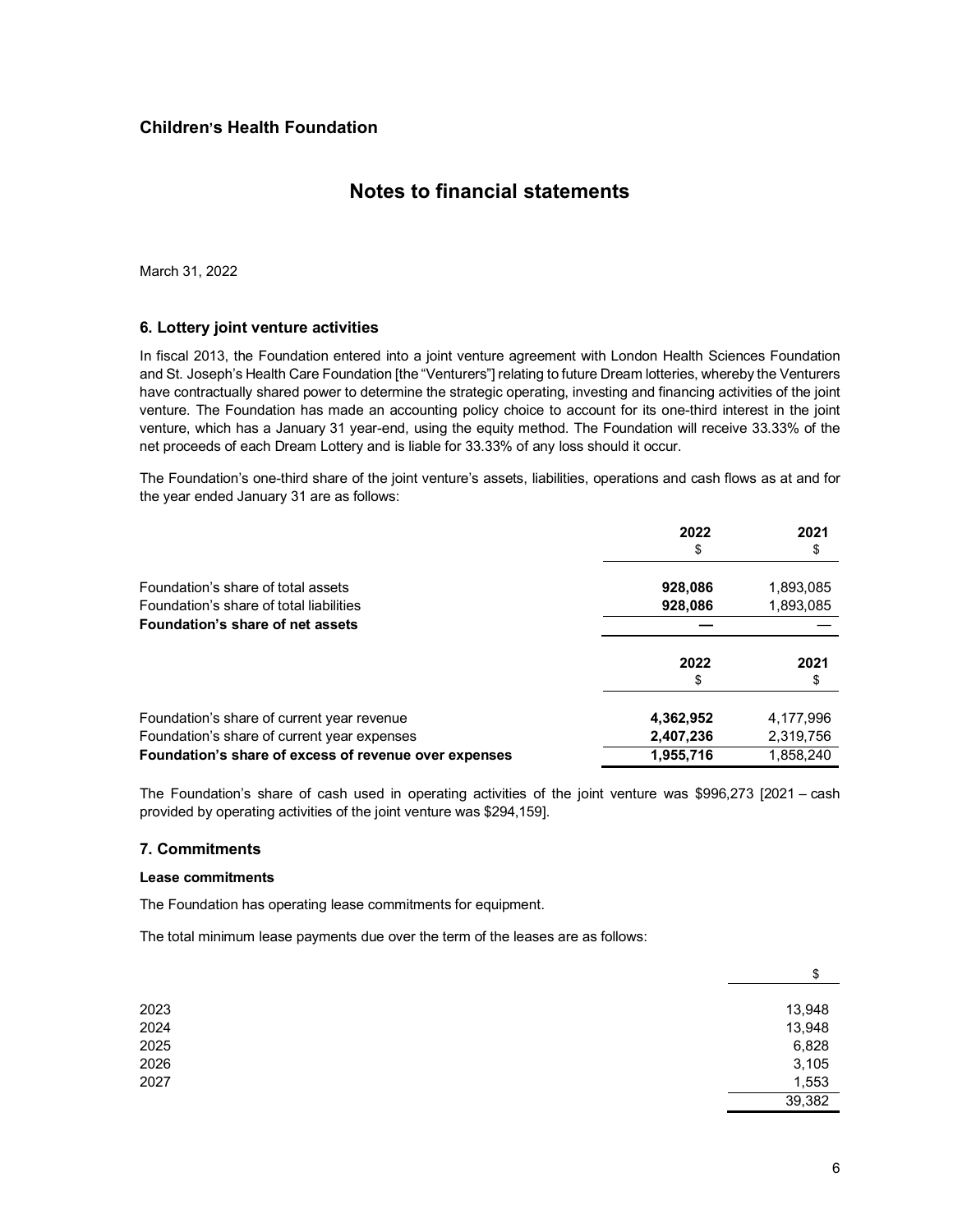## Children's Health Foundation

# Notes to financial statements

March 31, 2022

### 6. Lottery joint venture activities

In fiscal 2013, the Foundation entered into a joint venture agreement with London Health Sciences Foundation and St. Joseph's Health Care Foundation [the "Venturers"] relating to future Dream lotteries, whereby the Venturers have contractually shared power to determine the strategic operating, investing and financing activities of the joint venture. The Foundation has made an accounting policy choice to account for its one-third interest in the joint venture, which has a January 31 year-end, using the equity method. The Foundation will receive 33.33% of the net proceeds of each Dream Lottery and is liable for 33.33% of any loss should it occur.

The Foundation's one-third share of the joint venture's assets, liabilities, operations and cash flows as at and for the year ended January 31 are as follows:

| | 2022 | 2021 |
|---|---|---|
| | $ | $ |
| Foundation's share of total assets | **928,086** | 1,893,085 |
| Foundation's share of total liabilities | **928,086** | 1,893,085 |
| **Foundation's share of net assets** | **—** | — |

| | 2022 | 2021 |
|---|---|---|
| | $ | $ |
| Foundation's share of current year revenue | **4,362,952** | 4,177,996 |
| Foundation's share of current year expenses | **2,407,236** | 2,319,756 |
| **Foundation's share of excess of revenue over expenses** | **1,955,716** | 1,858,240 |

The Foundation's share of cash used in operating activities of the joint venture was $996,273 [2021 – cash provided by operating activities of the joint venture was $294,159].

### 7. Commitments

#### Lease commitments

The Foundation has operating lease commitments for equipment.

The total minimum lease payments due over the term of the leases are as follows:

| | $ |
|---|---|
| 2023 | 13,948 |
| 2024 | 13,948 |
| 2025 | 6,828 |
| 2026 | 3,105 |
| 2027 | 1,553 |
| | 39,382 |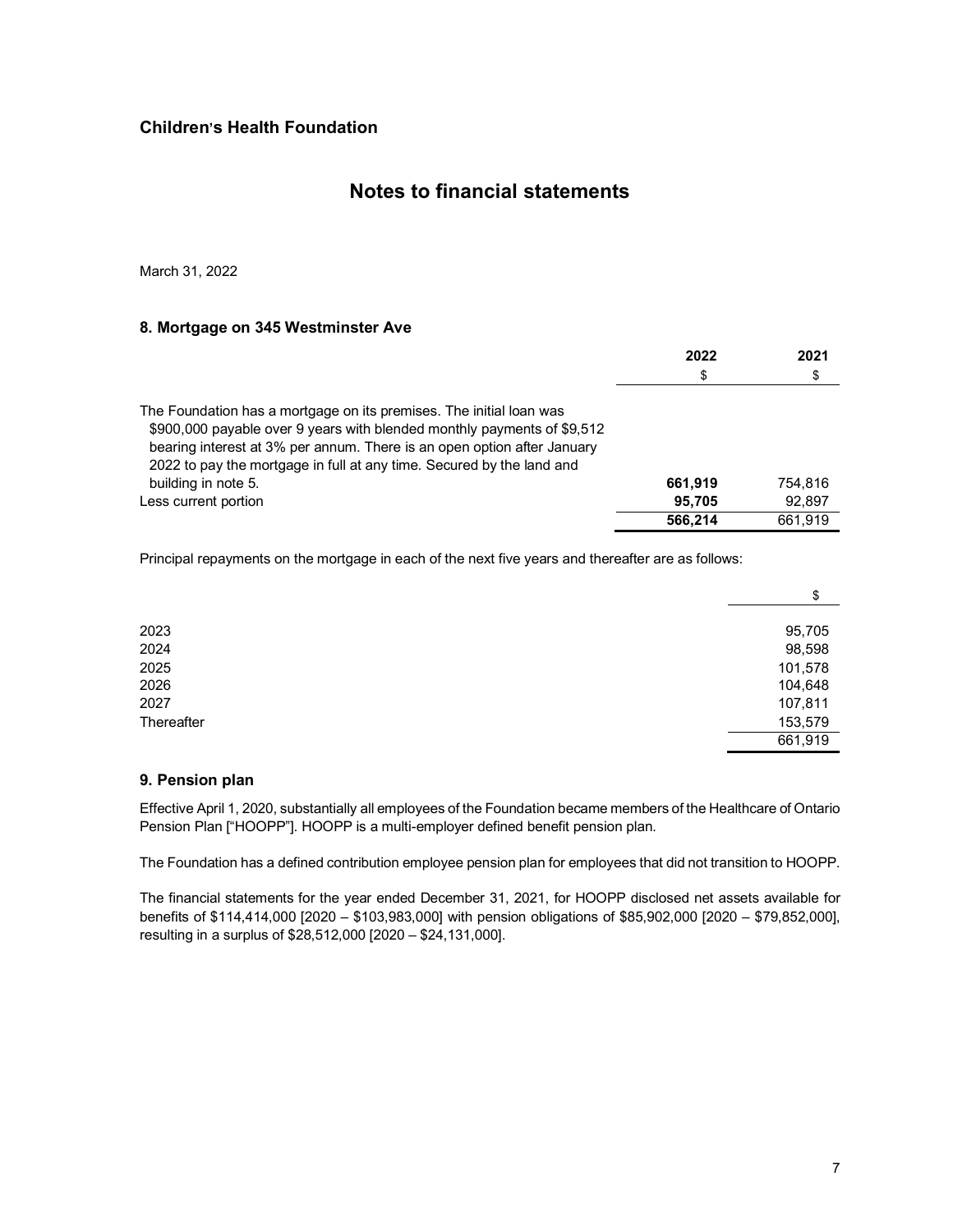**Children's Health Foundation**

# Notes to financial statements

March 31, 2022

### 8. Mortgage on 345 Westminster Ave

| | 2022 | 2021 |
|---|---|---|
| | $ | $ |
| The Foundation has a mortgage on its premises. The initial loan was $900,000 payable over 9 years with blended monthly payments of $9,512 bearing interest at 3% per annum. There is an open option after January 2022 to pay the mortgage in full at any time. Secured by the land and building in note 5. | **661,919** | 754,816 |
| Less current portion | **95,705** | 92,897 |
| | **566,214** | 661,919 |

Principal repayments on the mortgage in each of the next five years and thereafter are as follows:

| | $ |
|---|---|
| 2023 | 95,705 |
| 2024 | 98,598 |
| 2025 | 101,578 |
| 2026 | 104,648 |
| 2027 | 107,811 |
| Thereafter | 153,579 |
| | 661,919 |

### 9. Pension plan

Effective April 1, 2020, substantially all employees of the Foundation became members of the Healthcare of Ontario Pension Plan ["HOOPP"]. HOOPP is a multi-employer defined benefit pension plan.

The Foundation has a defined contribution employee pension plan for employees that did not transition to HOOPP.

The financial statements for the year ended December 31, 2021, for HOOPP disclosed net assets available for benefits of $114,414,000 [2020 – $103,983,000] with pension obligations of $85,902,000 [2020 – $79,852,000], resulting in a surplus of $28,512,000 [2020 – $24,131,000].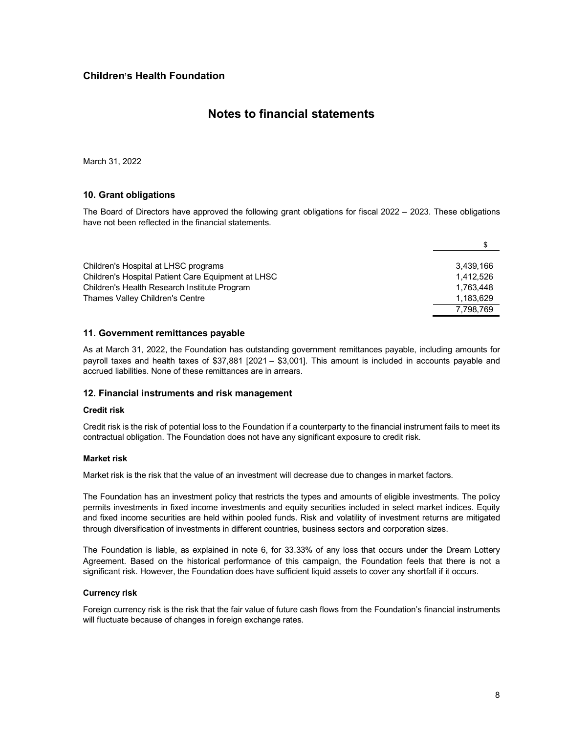## Children's Health Foundation

# Notes to financial statements

March 31, 2022

### 10. Grant obligations

The Board of Directors have approved the following grant obligations for fiscal 2022 – 2023. These obligations have not been reflected in the financial statements.

| | $ |
|---|---|
| Children's Hospital at LHSC programs | 3,439,166 |
| Children's Hospital Patient Care Equipment at LHSC | 1,412,526 |
| Children's Health Research Institute Program | 1,763,448 |
| Thames Valley Children's Centre | 1,183,629 |
| | 7,798,769 |

### 11. Government remittances payable

As at March 31, 2022, the Foundation has outstanding government remittances payable, including amounts for payroll taxes and health taxes of $37,881 [2021 – $3,001]. This amount is included in accounts payable and accrued liabilities. None of these remittances are in arrears.

### 12. Financial instruments and risk management

**Credit risk**

Credit risk is the risk of potential loss to the Foundation if a counterparty to the financial instrument fails to meet its contractual obligation. The Foundation does not have any significant exposure to credit risk.

**Market risk**

Market risk is the risk that the value of an investment will decrease due to changes in market factors.

The Foundation has an investment policy that restricts the types and amounts of eligible investments. The policy permits investments in fixed income investments and equity securities included in select market indices. Equity and fixed income securities are held within pooled funds. Risk and volatility of investment returns are mitigated through diversification of investments in different countries, business sectors and corporation sizes.

The Foundation is liable, as explained in note 6, for 33.33% of any loss that occurs under the Dream Lottery Agreement. Based on the historical performance of this campaign, the Foundation feels that there is not a significant risk. However, the Foundation does have sufficient liquid assets to cover any shortfall if it occurs.

**Currency risk**

Foreign currency risk is the risk that the fair value of future cash flows from the Foundation's financial instruments will fluctuate because of changes in foreign exchange rates.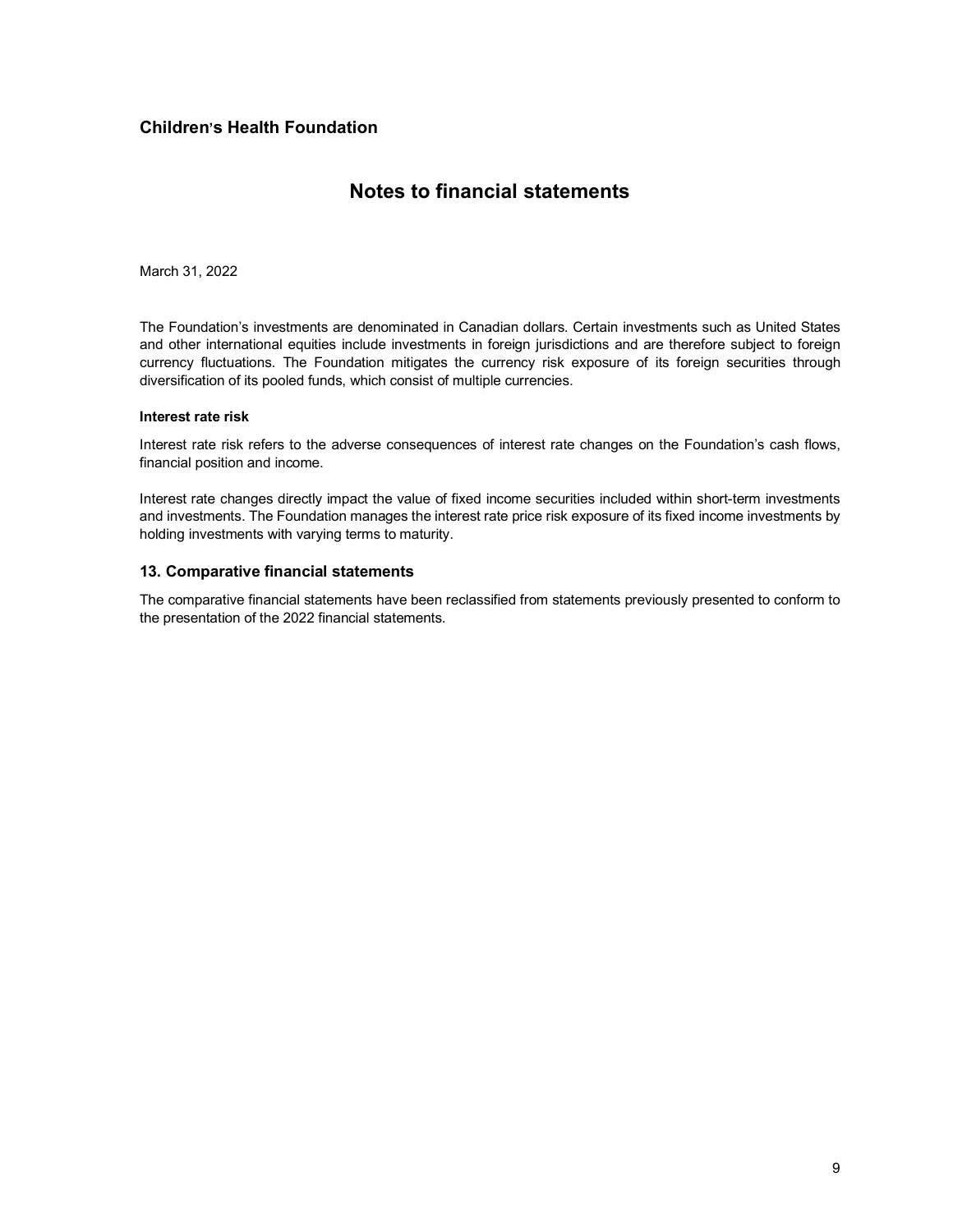March 31, 2022

The Foundation's investments are denominated in Canadian dollars. Certain investments such as United States and other international equities include investments in foreign jurisdictions and are therefore subject to foreign currency fluctuations. The Foundation mitigates the currency risk exposure of its foreign securities through diversification of its pooled funds, which consist of multiple currencies.

#### Interest rate risk

Interest rate risk refers to the adverse consequences of interest rate changes on the Foundation's cash flows, financial position and income.

Interest rate changes directly impact the value of fixed income securities included within short-term investments and investments. The Foundation manages the interest rate price risk exposure of its fixed income investments by holding investments with varying terms to maturity.

### 13. Comparative financial statements

The comparative financial statements have been reclassified from statements previously presented to conform to the presentation of the 2022 financial statements.